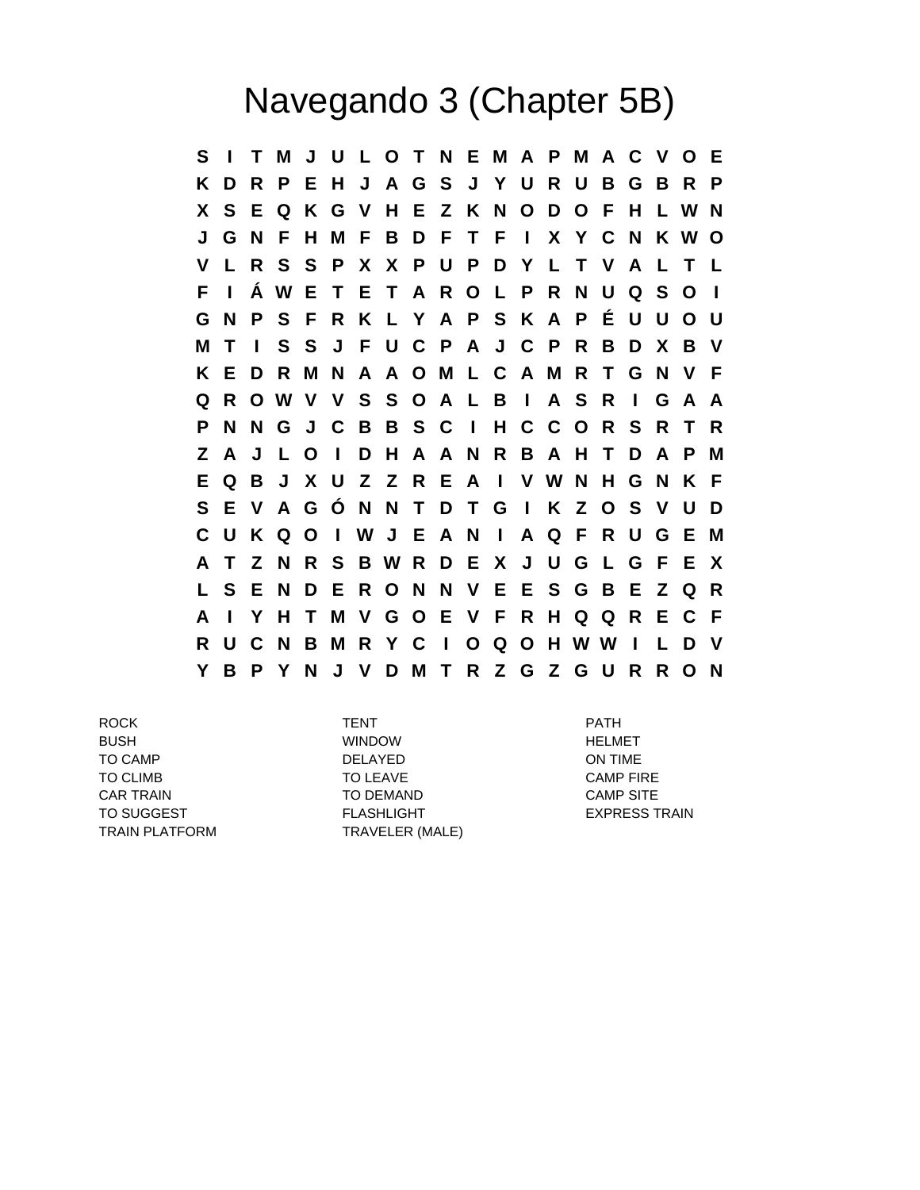# Navegando 3 (Chapter 5B)

```
S I T M J U L O T N E M A P M A C V O E
K D R P E H J A G S J Y U R U B G B R P
X S E Q K G V H E Z K N O D O F H L W N
J G N F H M F B D F T F I X Y C N K W O
V L R S S P X X P U P D Y L T V A L T L
F I Á W E T E T A R O L P R N U Q S O I
G N P S F R K L Y A P S K A P É U U O U
M T I S S J F U C P A J C P R B D X B V
K E D R M N A A O M L C A M R T G N V F
Q R O W V V S S O A L B I A S R I G A A
P N N G J C B B S C I H C C O R S R T R
Z A J L O I D H A A N R B A H T D A P M
E Q B J X U Z Z R E A I V W N H G N K F
S E V A G Ó N N T D T G I K Z O S V U D
C U K Q O I W J E A N I A Q F R U G E M
A T Z N R S B W R D E X J U G L G F E X
L S E N D E R O N N V E E S G B E Z Q R
A I Y H T M V G O E V F R H Q Q R E C F
R U C N B M R Y C I O Q O H W W I L D V
Y B P Y N J V D M T R Z G Z G U R R O N
```

| | | |
|---|---|---|
| ROCK | TENT | PATH |
| BUSH | WINDOW | HELMET |
| TO CAMP | DELAYED | ON TIME |
| TO CLIMB | TO LEAVE | CAMP FIRE |
| CAR TRAIN | TO DEMAND | CAMP SITE |
| TO SUGGEST | FLASHLIGHT | EXPRESS TRAIN |
| TRAIN PLATFORM | TRAVELER (MALE) | |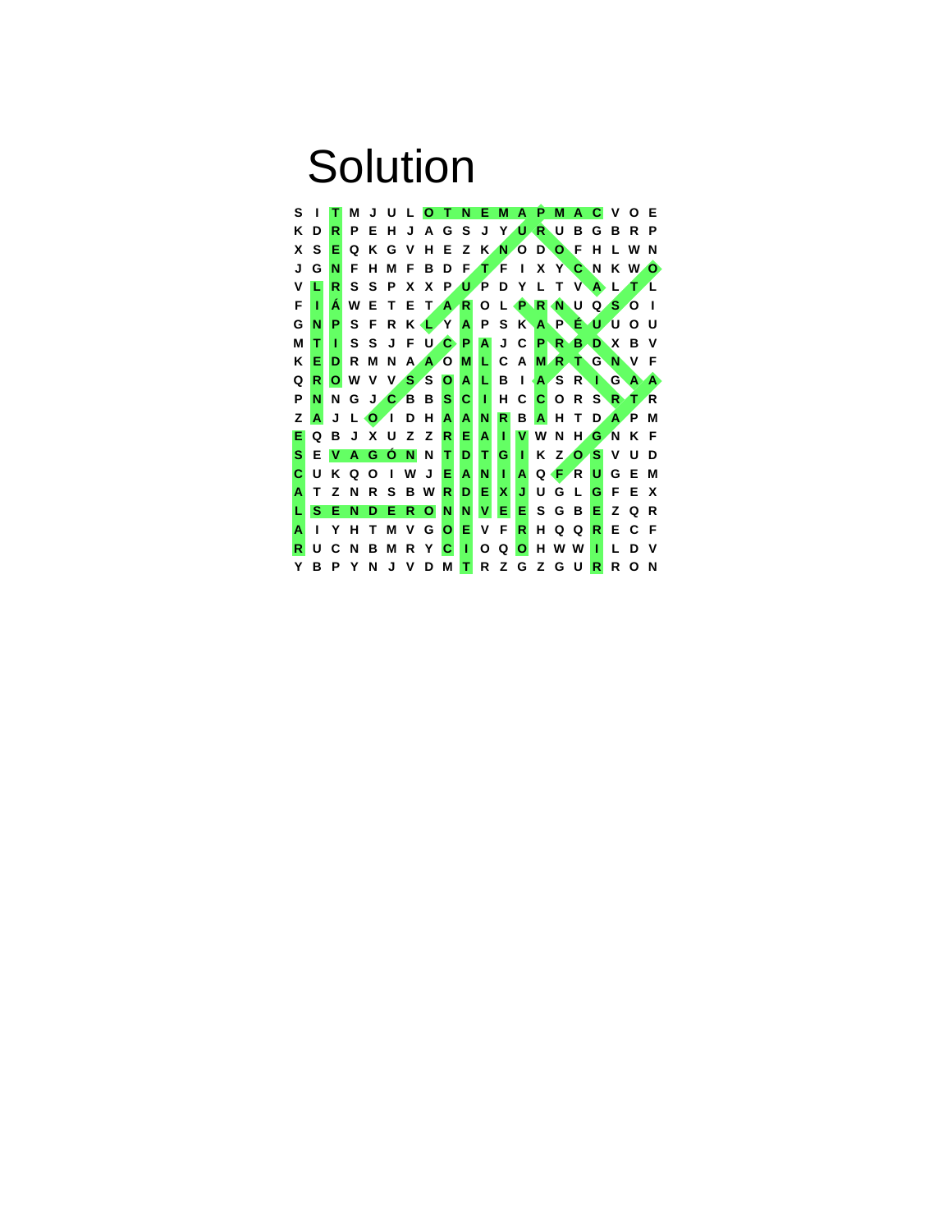# Solution

| | | | | | | | | | | | | | | | | | | | |
|---|---|---|---|---|---|---|---|---|---|---|---|---|---|---|---|---|---|---|---|
| S | I | T | M | J | U | L | O | T | N | E | M | A | P | M | A | C | V | O | E |
| K | D | R | P | E | H | J | A | G | S | J | Y | U | R | U | B | G | B | R | P |
| X | S | E | Q | K | G | V | H | E | Z | K | N | O | D | O | F | H | L | W | N |
| J | G | N | F | H | M | F | B | D | F | T | F | I | X | Y | C | N | K | W | O |
| V | L | R | S | S | P | X | X | P | U | P | D | Y | L | T | V | A | L | T | L |
| F | I | Á | W | E | T | E | T | A | R | O | L | P | R | N | U | Q | S | O | I |
| G | N | P | S | F | R | K | L | Y | A | P | S | K | A | P | É | U | U | O | U |
| M | T | I | S | S | J | F | U | C | P | A | J | C | P | R | B | D | X | B | V |
| K | E | D | R | M | N | A | A | O | M | L | C | A | M | R | T | G | N | V | F |
| Q | R | O | W | V | V | S | S | O | A | L | B | I | A | S | R | I | G | A | A |
| P | N | N | G | J | C | B | B | S | C | I | H | C | C | O | R | S | R | T | R |
| Z | A | J | L | O | I | D | H | A | A | N | R | B | A | H | T | D | A | P | M |
| E | Q | B | J | X | U | Z | Z | R | E | A | I | V | W | N | H | G | N | K | F |
| S | E | V | A | G | Ó | N | N | T | D | T | G | I | K | Z | O | S | V | U | D |
| C | U | K | Q | O | I | W | J | E | A | N | I | A | Q | F | R | U | G | E | M |
| A | T | Z | N | R | S | B | W | R | D | E | X | J | U | G | L | G | F | E | X |
| L | S | E | N | D | E | R | O | N | N | V | E | E | S | G | B | E | Z | Q | R |
| A | I | Y | H | T | M | V | G | O | E | V | F | R | H | Q | Q | R | E | C | F |
| R | U | C | N | B | M | R | Y | C | I | O | Q | O | H | W | W | I | L | D | V |
| Y | B | P | Y | N | J | V | D | M | T | R | Z | G | Z | G | U | R | R | O | N |